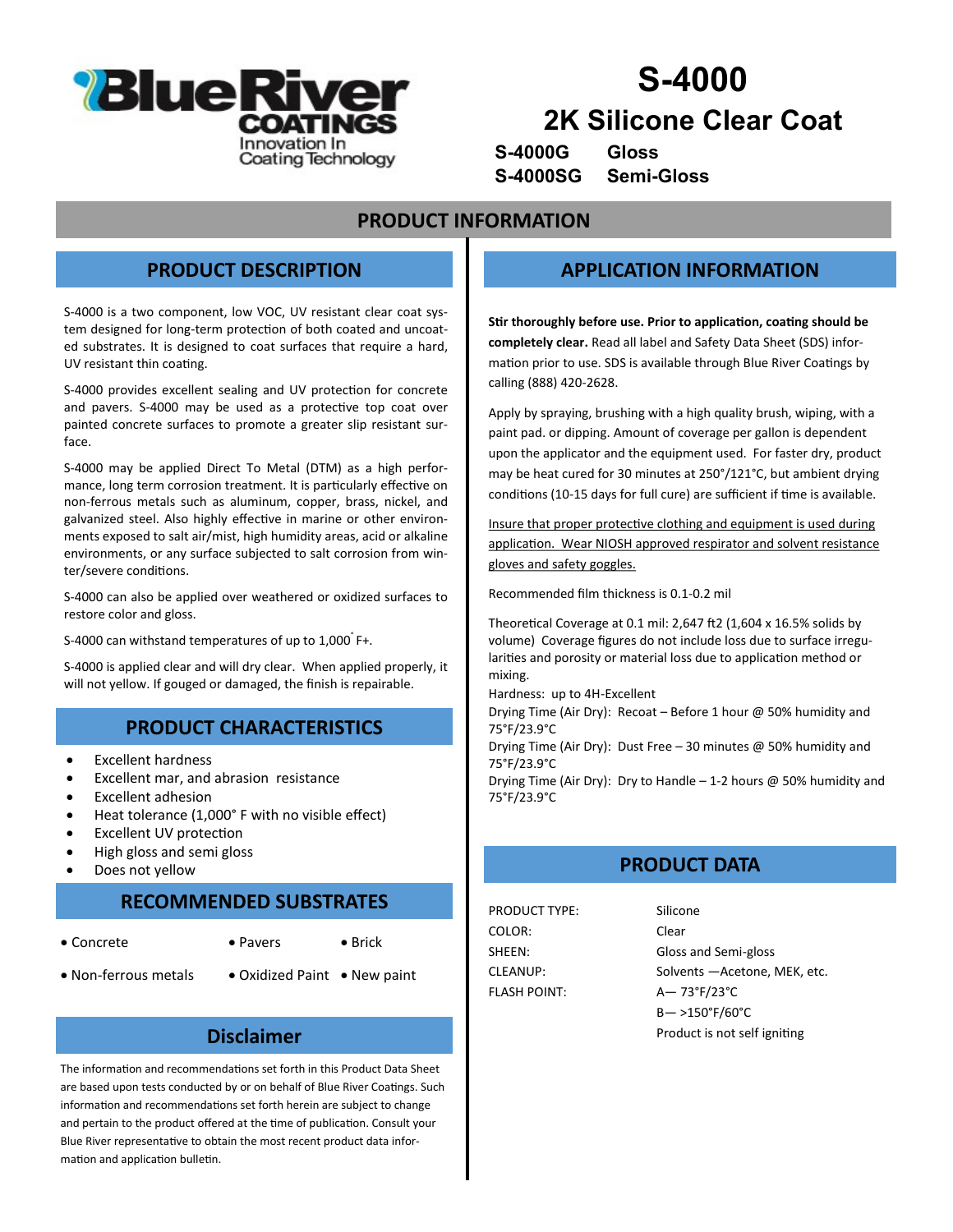Blue River COATINGS
Innovation In Coating Technology

# S-4000

## 2K Silicone Clear Coat

**S-4000G** **Gloss**
**S-4000SG** **Semi-Gloss**

## PRODUCT INFORMATION

### PRODUCT DESCRIPTION

S-4000 is a two component, low VOC, UV resistant clear coat system designed for long-term protection of both coated and uncoated substrates. It is designed to coat surfaces that require a hard, UV resistant thin coating.

S-4000 provides excellent sealing and UV protection for concrete and pavers. S-4000 may be used as a protective top coat over painted concrete surfaces to promote a greater slip resistant surface.

S-4000 may be applied Direct To Metal (DTM) as a high performance, long term corrosion treatment. It is particularly effective on non-ferrous metals such as aluminum, copper, brass, nickel, and galvanized steel. Also highly effective in marine or other environments exposed to salt air/mist, high humidity areas, acid or alkaline environments, or any surface subjected to salt corrosion from winter/severe conditions.

S-4000 can also be applied over weathered or oxidized surfaces to restore color and gloss.

S-4000 can withstand temperatures of up to 1,000° F+.

S-4000 is applied clear and will dry clear. When applied properly, it will not yellow. If gouged or damaged, the finish is repairable.

### PRODUCT CHARACTERISTICS

- Excellent hardness
- Excellent mar, and abrasion resistance
- Excellent adhesion
- Heat tolerance (1,000° F with no visible effect)
- Excellent UV protection
- High gloss and semi gloss
- Does not yellow

### RECOMMENDED SUBSTRATES

- Concrete
- Pavers
- Brick
- Non-ferrous metals
- Oxidized Paint
- New paint

### Disclaimer

The information and recommendations set forth in this Product Data Sheet are based upon tests conducted by or on behalf of Blue River Coatings. Such information and recommendations set forth herein are subject to change and pertain to the product offered at the time of publication. Consult your Blue River representative to obtain the most recent product data information and application bulletin.

### APPLICATION INFORMATION

**Stir thoroughly before use. Prior to application, coating should be completely clear.** Read all label and Safety Data Sheet (SDS) information prior to use. SDS is available through Blue River Coatings by calling (888) 420-2628.

Apply by spraying, brushing with a high quality brush, wiping, with a paint pad. or dipping. Amount of coverage per gallon is dependent upon the applicator and the equipment used. For faster dry, product may be heat cured for 30 minutes at 250°/121°C, but ambient drying conditions (10-15 days for full cure) are sufficient if time is available.

<u>Insure that proper protective clothing and equipment is used during application. Wear NIOSH approved respirator and solvent resistance gloves and safety goggles.</u>

Recommended film thickness is 0.1-0.2 mil

Theoretical Coverage at 0.1 mil: 2,647 ft2 (1,604 x 16.5% solids by volume) Coverage figures do not include loss due to surface irregularities and porosity or material loss due to application method or mixing.
Hardness: up to 4H-Excellent
Drying Time (Air Dry): Recoat – Before 1 hour @ 50% humidity and 75°F/23.9°C
Drying Time (Air Dry): Dust Free – 30 minutes @ 50% humidity and 75°F/23.9°C
Drying Time (Air Dry): Dry to Handle – 1-2 hours @ 50% humidity and 75°F/23.9°C

### PRODUCT DATA

| | |
|---|---|
| PRODUCT TYPE: | Silicone |
| COLOR: | Clear |
| SHEEN: | Gloss and Semi-gloss |
| CLEANUP: | Solvents —Acetone, MEK, etc. |
| FLASH POINT: | A— 73°F/23°C |
| | B— >150°F/60°C |
| | Product is not self igniting |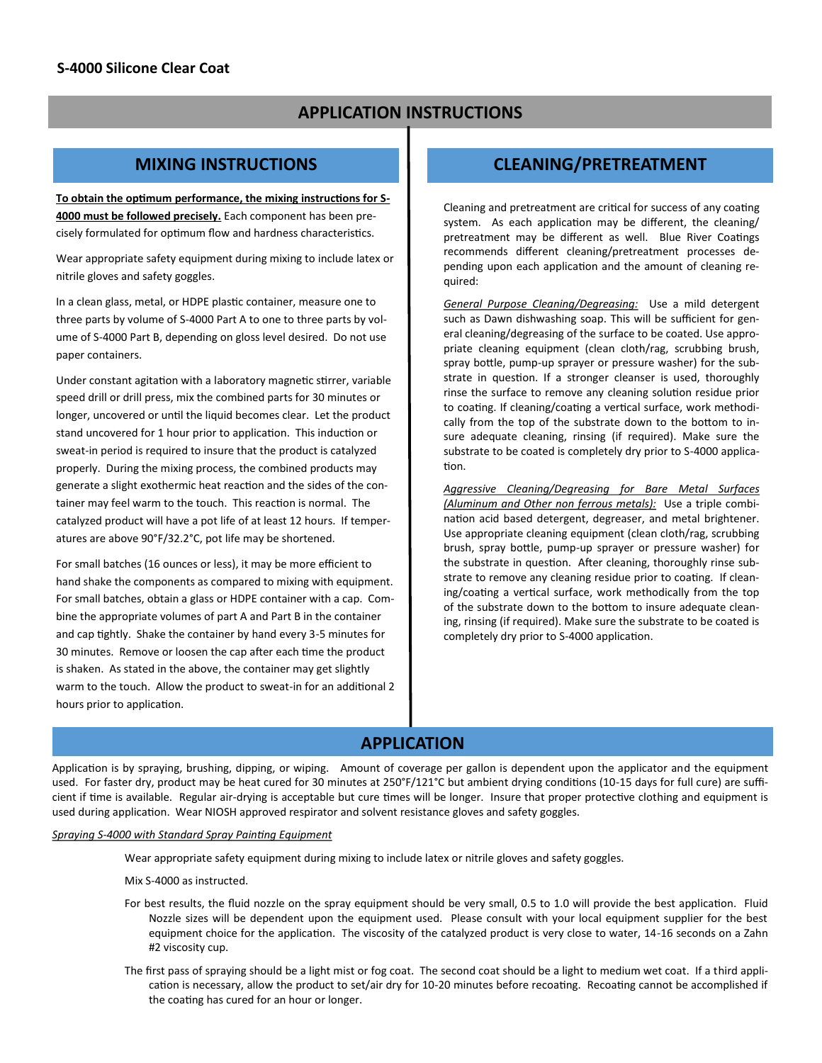**S-4000 Silicone Clear Coat**

# APPLICATION INSTRUCTIONS

## MIXING INSTRUCTIONS

**To obtain the optimum performance, the mixing instructions for S-4000 must be followed precisely.** Each component has been precisely formulated for optimum flow and hardness characteristics.

Wear appropriate safety equipment during mixing to include latex or nitrile gloves and safety goggles.

In a clean glass, metal, or HDPE plastic container, measure one to three parts by volume of S-4000 Part A to one to three parts by volume of S-4000 Part B, depending on gloss level desired. Do not use paper containers.

Under constant agitation with a laboratory magnetic stirrer, variable speed drill or drill press, mix the combined parts for 30 minutes or longer, uncovered or until the liquid becomes clear. Let the product stand uncovered for 1 hour prior to application. This induction or sweat-in period is required to insure that the product is catalyzed properly. During the mixing process, the combined products may generate a slight exothermic heat reaction and the sides of the container may feel warm to the touch. This reaction is normal. The catalyzed product will have a pot life of at least 12 hours. If temperatures are above 90°F/32.2°C, pot life may be shortened.

For small batches (16 ounces or less), it may be more efficient to hand shake the components as compared to mixing with equipment. For small batches, obtain a glass or HDPE container with a cap. Combine the appropriate volumes of part A and Part B in the container and cap tightly. Shake the container by hand every 3-5 minutes for 30 minutes. Remove or loosen the cap after each time the product is shaken. As stated in the above, the container may get slightly warm to the touch. Allow the product to sweat-in for an additional 2 hours prior to application.

## CLEANING/PRETREATMENT

Cleaning and pretreatment are critical for success of any coating system. As each application may be different, the cleaning/pretreatment may be different as well. Blue River Coatings recommends different cleaning/pretreatment processes depending upon each application and the amount of cleaning required:

*General Purpose Cleaning/Degreasing:* Use a mild detergent such as Dawn dishwashing soap. This will be sufficient for general cleaning/degreasing of the surface to be coated. Use appropriate cleaning equipment (clean cloth/rag, scrubbing brush, spray bottle, pump-up sprayer or pressure washer) for the substrate in question. If a stronger cleanser is used, thoroughly rinse the surface to remove any cleaning solution residue prior to coating. If cleaning/coating a vertical surface, work methodically from the top of the substrate down to the bottom to insure adequate cleaning, rinsing (if required). Make sure the substrate to be coated is completely dry prior to S-4000 application.

*Aggressive Cleaning/Degreasing for Bare Metal Surfaces (Aluminum and Other non ferrous metals):* Use a triple combination acid based detergent, degreaser, and metal brightener. Use appropriate cleaning equipment (clean cloth/rag, scrubbing brush, spray bottle, pump-up sprayer or pressure washer) for the substrate in question. After cleaning, thoroughly rinse substrate to remove any cleaning residue prior to coating. If cleaning/coating a vertical surface, work methodically from the top of the substrate down to the bottom to insure adequate cleaning, rinsing (if required). Make sure the substrate to be coated is completely dry prior to S-4000 application.

## APPLICATION

Application is by spraying, brushing, dipping, or wiping. Amount of coverage per gallon is dependent upon the applicator and the equipment used. For faster dry, product may be heat cured for 30 minutes at 250°F/121°C but ambient drying conditions (10-15 days for full cure) are sufficient if time is available. Regular air-drying is acceptable but cure times will be longer. Insure that proper protective clothing and equipment is used during application. Wear NIOSH approved respirator and solvent resistance gloves and safety goggles.

*Spraying S-4000 with Standard Spray Painting Equipment*

Wear appropriate safety equipment during mixing to include latex or nitrile gloves and safety goggles.

Mix S-4000 as instructed.

For best results, the fluid nozzle on the spray equipment should be very small, 0.5 to 1.0 will provide the best application. Fluid Nozzle sizes will be dependent upon the equipment used. Please consult with your local equipment supplier for the best equipment choice for the application. The viscosity of the catalyzed product is very close to water, 14-16 seconds on a Zahn #2 viscosity cup.

The first pass of spraying should be a light mist or fog coat. The second coat should be a light to medium wet coat. If a third application is necessary, allow the product to set/air dry for 10-20 minutes before recoating. Recoating cannot be accomplished if the coating has cured for an hour or longer.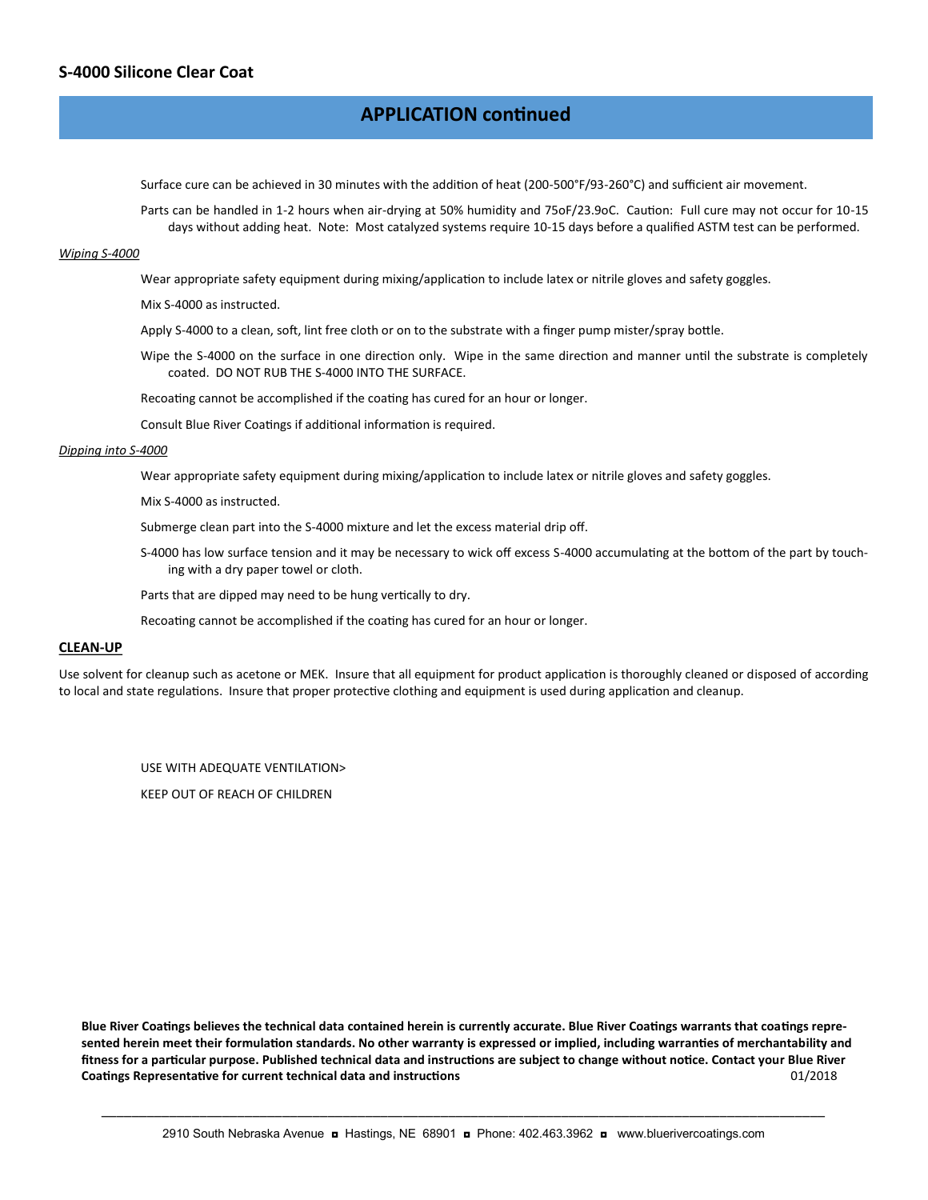## APPLICATION continued

Surface cure can be achieved in 30 minutes with the addition of heat (200-500°F/93-260°C) and sufficient air movement.

Parts can be handled in 1-2 hours when air-drying at 50% humidity and 75oF/23.9oC. Caution: Full cure may not occur for 10-15 days without adding heat. Note: Most catalyzed systems require 10-15 days before a qualified ASTM test can be performed.

*Wiping S-4000*

Wear appropriate safety equipment during mixing/application to include latex or nitrile gloves and safety goggles.

Mix S-4000 as instructed.

Apply S-4000 to a clean, soft, lint free cloth or on to the substrate with a finger pump mister/spray bottle.

Wipe the S-4000 on the surface in one direction only. Wipe in the same direction and manner until the substrate is completely coated. DO NOT RUB THE S-4000 INTO THE SURFACE.

Recoating cannot be accomplished if the coating has cured for an hour or longer.

Consult Blue River Coatings if additional information is required.

*Dipping into S-4000*

Wear appropriate safety equipment during mixing/application to include latex or nitrile gloves and safety goggles.

Mix S-4000 as instructed.

Submerge clean part into the S-4000 mixture and let the excess material drip off.

S-4000 has low surface tension and it may be necessary to wick off excess S-4000 accumulating at the bottom of the part by touching with a dry paper towel or cloth.

Parts that are dipped may need to be hung vertically to dry.

Recoating cannot be accomplished if the coating has cured for an hour or longer.

## CLEAN-UP

Use solvent for cleanup such as acetone or MEK. Insure that all equipment for product application is thoroughly cleaned or disposed of according to local and state regulations. Insure that proper protective clothing and equipment is used during application and cleanup.

USE WITH ADEQUATE VENTILATION>

KEEP OUT OF REACH OF CHILDREN

**Blue River Coatings believes the technical data contained herein is currently accurate. Blue River Coatings warrants that coatings represented herein meet their formulation standards. No other warranty is expressed or implied, including warranties of merchantability and fitness for a particular purpose. Published technical data and instructions are subject to change without notice. Contact your Blue River Coatings Representative for current technical data and instructions** 01/2018

2910 South Nebraska Avenue ◘ Hastings, NE 68901 ◘ Phone: 402.463.3962 ◘ www.bluerivercoatings.com